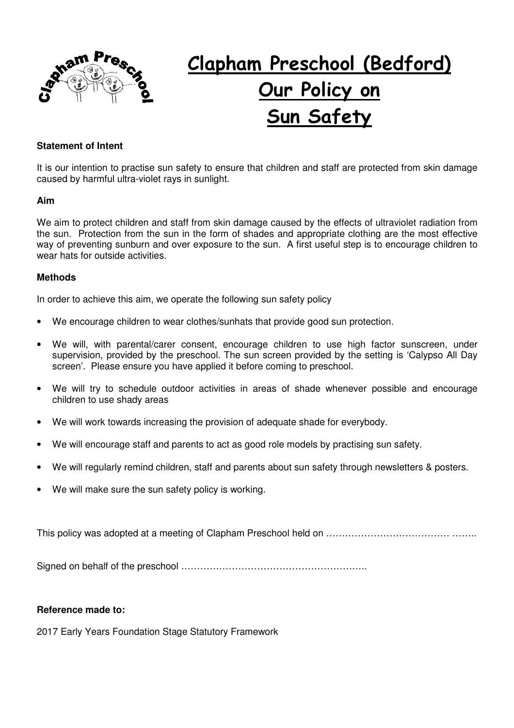# Clapham Preschool (Bedford)
# Our Policy on
# Sun Safety

**Statement of Intent**

It is our intention to practise sun safety to ensure that children and staff are protected from skin damage caused by harmful ultra-violet rays in sunlight.

**Aim**

We aim to protect children and staff from skin damage caused by the effects of ultraviolet radiation from the sun. Protection from the sun in the form of shades and appropriate clothing are the most effective way of preventing sunburn and over exposure to the sun. A first useful step is to encourage children to wear hats for outside activities.

**Methods**

In order to achieve this aim, we operate the following sun safety policy

- We encourage children to wear clothes/sunhats that provide good sun protection.
- We will, with parental/carer consent, encourage children to use high factor sunscreen, under supervision, provided by the preschool. The sun screen provided by the setting is 'Calypso All Day screen'. Please ensure you have applied it before coming to preschool.
- We will try to schedule outdoor activities in areas of shade whenever possible and encourage children to use shady areas
- We will work towards increasing the provision of adequate shade for everybody.
- We will encourage staff and parents to act as good role models by practising sun safety.
- We will regularly remind children, staff and parents about sun safety through newsletters & posters.
- We will make sure the sun safety policy is working.

This policy was adopted at a meeting of Clapham Preschool held on ………………………………… ……..

Signed on behalf of the preschool …………………………………………………..

**Reference made to:**

2017 Early Years Foundation Stage Statutory Framework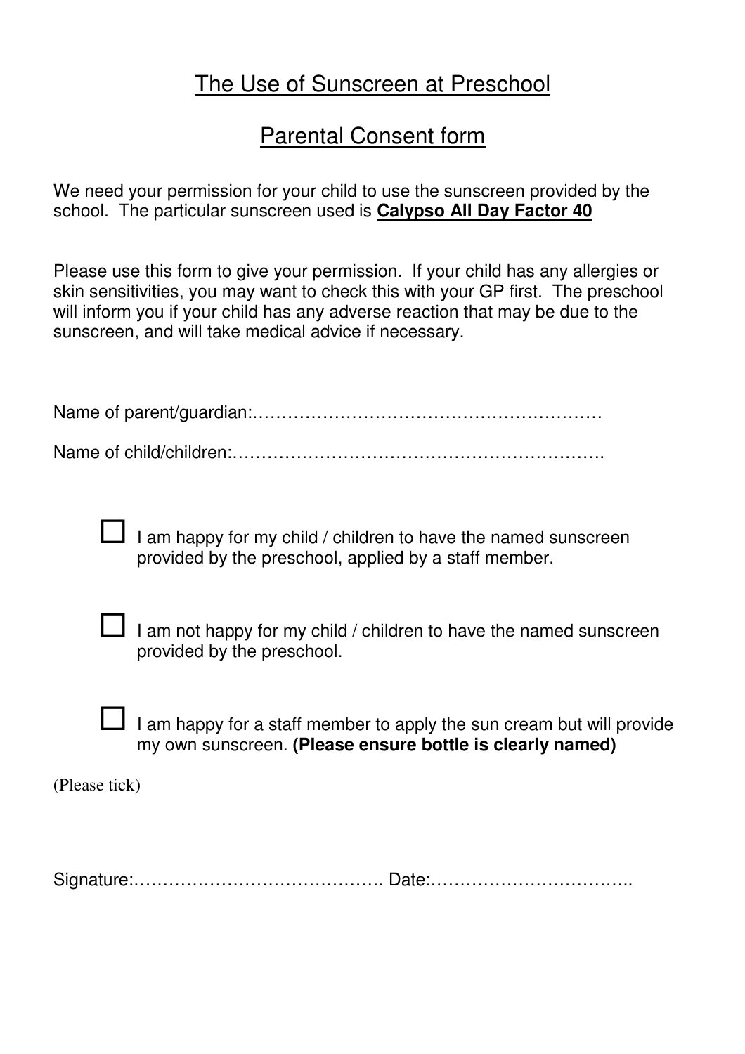# The Use of Sunscreen at Preschool

## Parental Consent form

We need your permission for your child to use the sunscreen provided by the school. The particular sunscreen used is **Calypso All Day Factor 40**

Please use this form to give your permission. If your child has any allergies or skin sensitivities, you may want to check this with your GP first. The preschool will inform you if your child has any adverse reaction that may be due to the sunscreen, and will take medical advice if necessary.

Name of parent/guardian:……………………………………………………

Name of child/children:…………………………………………………….

☐ I am happy for my child / children to have the named sunscreen provided by the preschool, applied by a staff member.

☐ I am not happy for my child / children to have the named sunscreen provided by the preschool.

☐ I am happy for a staff member to apply the sun cream but will provide my own sunscreen. **(Please ensure bottle is clearly named)**

(Please tick)

Signature:……………………………………. Date:……………………………..